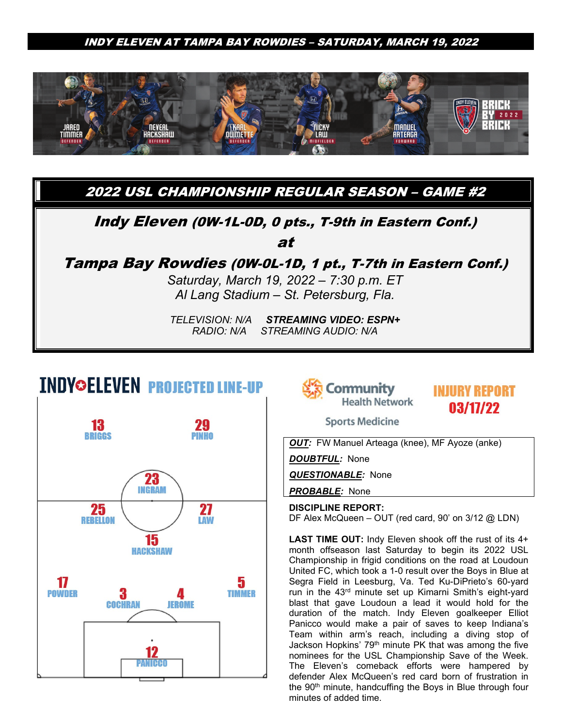**INDY ELEVEN AT TAMPA BAY ROWDIES – SATURDAY, MARCH 19, 2022**

JARED TIMMER DEFENDER · NEVEAL HACKSHAW DEFENDER · KARL OUIMETTE DEFENDER · NICKY LAW MIDFIELDER · MANUEL ARTEAGA FORWARD

INDY ELEVEN BRICK BY BRICK 2022

## 2022 USL CHAMPIONSHIP REGULAR SEASON – GAME #2

### Indy Eleven (0W-1L-0D, 0 pts., T-9th in Eastern Conf.)

### at

### Tampa Bay Rowdies (0W-0L-1D, 1 pt., T-7th in Eastern Conf.)

*Saturday, March 19, 2022 – 7:30 p.m. ET*

*Al Lang Stadium – St. Petersburg, Fla.*

*TELEVISION: N/A* ***STREAMING VIDEO: ESPN+***

*RADIO: N/A STREAMING AUDIO: N/A*

## INDY ELEVEN PROJECTED LINE-UP

- 13 BRIGGS
- 29 PINHO
- 23 INGRAM
- 25 REBELLON
- 27 LAW
- 15 HACKSHAW
- 17 POWDER
- 3 COCHRAN
- 4 JEROME
- 5 TIMMER
- 12 PANICCO

## Community Health Network Sports Medicine INJURY REPORT 03/17/22

***OUT:*** FW Manuel Arteaga (knee), MF Ayoze (anke)

***DOUBTFUL:*** None

***QUESTIONABLE:*** None

***PROBABLE:*** None

**DISCIPLINE REPORT:**
DF Alex McQueen – OUT (red card, 90' on 3/12 @ LDN)

**LAST TIME OUT:** Indy Eleven shook off the rust of its 4+ month offseason last Saturday to begin its 2022 USL Championship in frigid conditions on the road at Loudoun United FC, which took a 1-0 result over the Boys in Blue at Segra Field in Leesburg, Va. Ted Ku-DiPrieto's 60-yard run in the 43rd minute set up Kimarni Smith's eight-yard blast that gave Loudoun a lead it would hold for the duration of the match. Indy Eleven goalkeeper Elliot Panicco would make a pair of saves to keep Indiana's Team within arm's reach, including a diving stop of Jackson Hopkins' 79th minute PK that was among the five nominees for the USL Championship Save of the Week. The Eleven's comeback efforts were hampered by defender Alex McQueen's red card born of frustration in the 90th minute, handcuffing the Boys in Blue through four minutes of added time.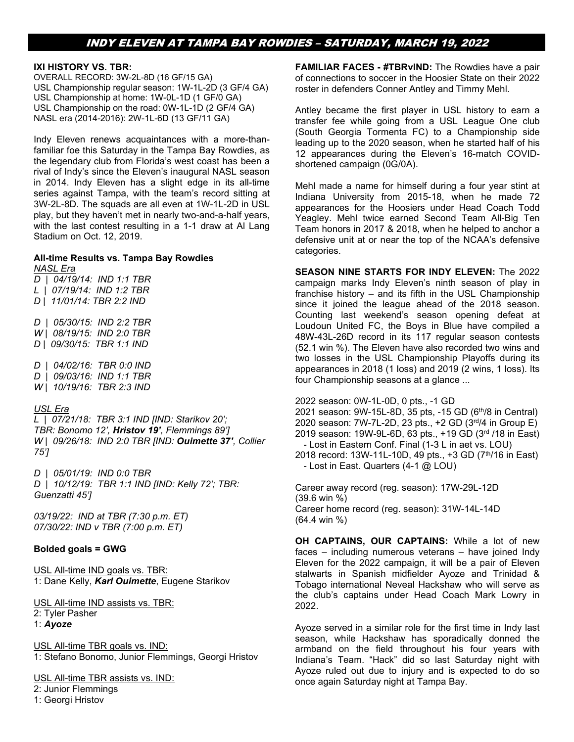# INDY ELEVEN AT TAMPA BAY ROWDIES – SATURDAY, MARCH 19, 2022

**IXI HISTORY VS. TBR:**

OVERALL RECORD: 3W-2L-8D (16 GF/15 GA)
USL Championship regular season: 1W-1L-2D (3 GF/4 GA)
USL Championship at home: 1W-0L-1D (1 GF/0 GA)
USL Championship on the road: 0W-1L-1D (2 GF/4 GA)
NASL era (2014-2016): 2W-1L-6D (13 GF/11 GA)

Indy Eleven renews acquaintances with a more-than-familiar foe this Saturday in the Tampa Bay Rowdies, as the legendary club from Florida's west coast has been a rival of Indy's since the Eleven's inaugural NASL season in 2014. Indy Eleven has a slight edge in its all-time series against Tampa, with the team's record sitting at 3W-2L-8D. The squads are all even at 1W-1L-2D in USL play, but they haven't met in nearly two-and-a-half years, with the last contest resulting in a 1-1 draw at Al Lang Stadium on Oct. 12, 2019.

**All-time Results vs. Tampa Bay Rowdies**

*NASL Era*

*D | 04/19/14: IND 1:1 TBR*
*L | 07/19/14: IND 1:2 TBR*
*D | 11/01/14: TBR 2:2 IND*

*D | 05/30/15: IND 2:2 TBR*
*W | 08/19/15: IND 2:0 TBR*
*D | 09/30/15: TBR 1:1 IND*

*D | 04/02/16: TBR 0:0 IND*
*D | 09/03/16: IND 1:1 TBR*
*W | 10/19/16: TBR 2:3 IND*

*USL Era*

*L | 07/21/18: TBR 3:1 IND [IND: Starikov 20'; TBR: Bonomo 12', **Hristov 19'**, Flemmings 89']*
*W | 09/26/18: IND 2:0 TBR [IND: **Ouimette 37'**, Collier 75']*

*D | 05/01/19: IND 0:0 TBR*
*D | 10/12/19: TBR 1:1 IND [IND: Kelly 72'; TBR: Guenzatti 45']*

*03/19/22: IND at TBR (7:30 p.m. ET)*
*07/30/22: IND v TBR (7:00 p.m. ET)*

**Bolded goals = GWG**

USL All-time IND goals vs. TBR:
1: Dane Kelly, ***Karl Ouimette***, Eugene Starikov

USL All-time IND assists vs. TBR:
2: Tyler Pasher
1: ***Ayoze***

USL All-time TBR goals vs. IND:
1: Stefano Bonomo, Junior Flemmings, Georgi Hristov

USL All-time TBR assists vs. IND:
2: Junior Flemmings
1: Georgi Hristov

**FAMILIAR FACES - #TBRvIND:** The Rowdies have a pair of connections to soccer in the Hoosier State on their 2022 roster in defenders Conner Antley and Timmy Mehl.

Antley became the first player in USL history to earn a transfer fee while going from a USL League One club (South Georgia Tormenta FC) to a Championship side leading up to the 2020 season, when he started half of his 12 appearances during the Eleven's 16-match COVID-shortened campaign (0G/0A).

Mehl made a name for himself during a four year stint at Indiana University from 2015-18, when he made 72 appearances for the Hoosiers under Head Coach Todd Yeagley. Mehl twice earned Second Team All-Big Ten Team honors in 2017 & 2018, when he helped to anchor a defensive unit at or near the top of the NCAA's defensive categories.

**SEASON NINE STARTS FOR INDY ELEVEN:** The 2022 campaign marks Indy Eleven's ninth season of play in franchise history – and its fifth in the USL Championship since it joined the league ahead of the 2018 season. Counting last weekend's season opening defeat at Loudoun United FC, the Boys in Blue have compiled a 48W-43L-26D record in its 117 regular season contests (52.1 win %). The Eleven have also recorded two wins and two losses in the USL Championship Playoffs during its appearances in 2018 (1 loss) and 2019 (2 wins, 1 loss). Its four Championship seasons at a glance ...

2022 season: 0W-1L-0D, 0 pts., -1 GD
2021 season: 9W-15L-8D, 35 pts, -15 GD (6th/8 in Central)
2020 season: 7W-7L-2D, 23 pts., +2 GD (3rd/4 in Group E)
2019 season: 19W-9L-6D, 63 pts., +19 GD (3rd /18 in East)
- Lost in Eastern Conf. Final (1-3 L in aet vs. LOU)

2018 record: 13W-11L-10D, 49 pts., +3 GD (7th/16 in East)
- Lost in East. Quarters (4-1 @ LOU)

Career away record (reg. season): 17W-29L-12D (39.6 win %)
Career home record (reg. season): 31W-14L-14D (64.4 win %)

**OH CAPTAINS, OUR CAPTAINS:** While a lot of new faces – including numerous veterans – have joined Indy Eleven for the 2022 campaign, it will be a pair of Eleven stalwarts in Spanish midfielder Ayoze and Trinidad & Tobago international Neveal Hackshaw who will serve as the club's captains under Head Coach Mark Lowry in 2022.

Ayoze served in a similar role for the first time in Indy last season, while Hackshaw has sporadically donned the armband on the field throughout his four years with Indiana's Team. "Hack" did so last Saturday night with Ayoze ruled out due to injury and is expected to do so once again Saturday night at Tampa Bay.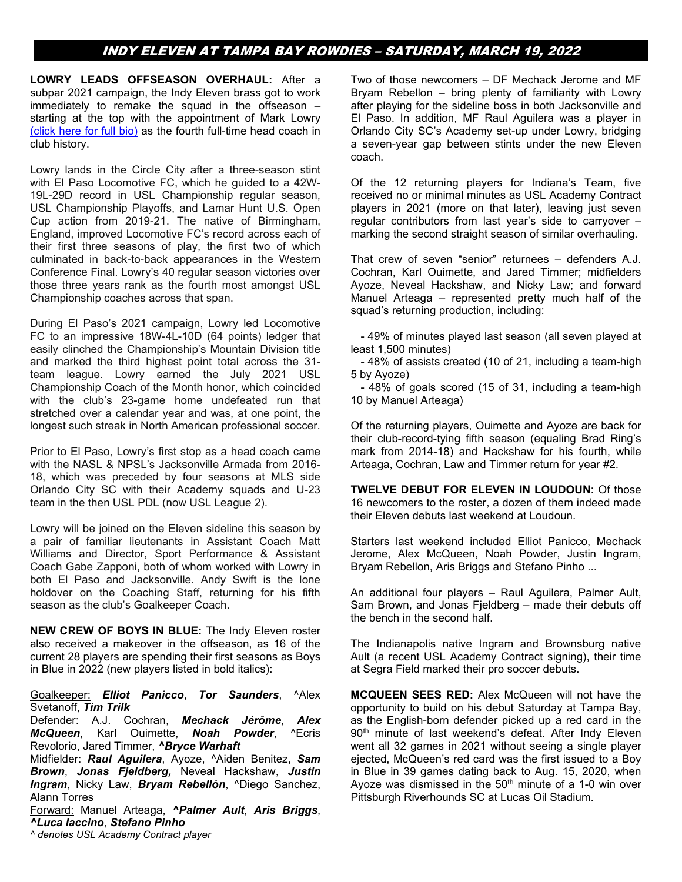## INDY ELEVEN AT TAMPA BAY ROWDIES – SATURDAY, MARCH 19, 2022

**LOWRY LEADS OFFSEASON OVERHAUL:** After a subpar 2021 campaign, the Indy Eleven brass got to work immediately to remake the squad in the offseason – starting at the top with the appointment of Mark Lowry (click here for full bio) as the fourth full-time head coach in club history.

Lowry lands in the Circle City after a three-season stint with El Paso Locomotive FC, which he guided to a 42W-19L-29D record in USL Championship regular season, USL Championship Playoffs, and Lamar Hunt U.S. Open Cup action from 2019-21. The native of Birmingham, England, improved Locomotive FC's record across each of their first three seasons of play, the first two of which culminated in back-to-back appearances in the Western Conference Final. Lowry's 40 regular season victories over those three years rank as the fourth most amongst USL Championship coaches across that span.

During El Paso's 2021 campaign, Lowry led Locomotive FC to an impressive 18W-4L-10D (64 points) ledger that easily clinched the Championship's Mountain Division title and marked the third highest point total across the 31-team league. Lowry earned the July 2021 USL Championship Coach of the Month honor, which coincided with the club's 23-game home undefeated run that stretched over a calendar year and was, at one point, the longest such streak in North American professional soccer.

Prior to El Paso, Lowry's first stop as a head coach came with the NASL & NPSL's Jacksonville Armada from 2016-18, which was preceded by four seasons at MLS side Orlando City SC with their Academy squads and U-23 team in the then USL PDL (now USL League 2).

Lowry will be joined on the Eleven sideline this season by a pair of familiar lieutenants in Assistant Coach Matt Williams and Director, Sport Performance & Assistant Coach Gabe Zapponi, both of whom worked with Lowry in both El Paso and Jacksonville. Andy Swift is the lone holdover on the Coaching Staff, returning for his fifth season as the club's Goalkeeper Coach.

**NEW CREW OF BOYS IN BLUE:** The Indy Eleven roster also received a makeover in the offseason, as 16 of the current 28 players are spending their first seasons as Boys in Blue in 2022 (new players listed in bold italics):

Goalkeeper: ***Elliot Panicco***, ***Tor Saunders***, ^Alex Svetanoff, ***Tim Trilk***
Defender: A.J. Cochran, ***Mechack Jérôme***, ***Alex McQueen***, Karl Ouimette, ***Noah Powder***, ^Ecris Revolorio, Jared Timmer, ***^Bryce Warhaft***
Midfielder: ***Raul Aguilera***, Ayoze, ^Aiden Benitez, ***Sam Brown***, ***Jonas Fjeldberg,*** Neveal Hackshaw, ***Justin Ingram***, Nicky Law, ***Bryam Rebellón***, ^Diego Sanchez, Alann Torres
Forward: Manuel Arteaga, ***^Palmer Ault***, ***Aris Briggs***, ***^Luca Iaccino***, ***Stefano Pinho***
*^ denotes USL Academy Contract player*

Two of those newcomers – DF Mechack Jerome and MF Bryam Rebellon – bring plenty of familiarity with Lowry after playing for the sideline boss in both Jacksonville and El Paso. In addition, MF Raul Aguilera was a player in Orlando City SC's Academy set-up under Lowry, bridging a seven-year gap between stints under the new Eleven coach.

Of the 12 returning players for Indiana's Team, five received no or minimal minutes as USL Academy Contract players in 2021 (more on that later), leaving just seven regular contributors from last year's side to carryover – marking the second straight season of similar overhauling.

That crew of seven "senior" returnees – defenders A.J. Cochran, Karl Ouimette, and Jared Timmer; midfielders Ayoze, Neveal Hackshaw, and Nicky Law; and forward Manuel Arteaga – represented pretty much half of the squad's returning production, including:

- 49% of minutes played last season (all seven played at least 1,500 minutes)
- 48% of assists created (10 of 21, including a team-high 5 by Ayoze)
- 48% of goals scored (15 of 31, including a team-high 10 by Manuel Arteaga)

Of the returning players, Ouimette and Ayoze are back for their club-record-tying fifth season (equaling Brad Ring's mark from 2014-18) and Hackshaw for his fourth, while Arteaga, Cochran, Law and Timmer return for year #2.

**TWELVE DEBUT FOR ELEVEN IN LOUDOUN:** Of those 16 newcomers to the roster, a dozen of them indeed made their Eleven debuts last weekend at Loudoun.

Starters last weekend included Elliot Panicco, Mechack Jerome, Alex McQueen, Noah Powder, Justin Ingram, Bryam Rebellon, Aris Briggs and Stefano Pinho ...

An additional four players – Raul Aguilera, Palmer Ault, Sam Brown, and Jonas Fjeldberg – made their debuts off the bench in the second half.

The Indianapolis native Ingram and Brownsburg native Ault (a recent USL Academy Contract signing), their time at Segra Field marked their pro soccer debuts.

**MCQUEEN SEES RED:** Alex McQueen will not have the opportunity to build on his debut Saturday at Tampa Bay, as the English-born defender picked up a red card in the 90th minute of last weekend's defeat. After Indy Eleven went all 32 games in 2021 without seeing a single player ejected, McQueen's red card was the first issued to a Boy in Blue in 39 games dating back to Aug. 15, 2020, when Ayoze was dismissed in the 50th minute of a 1-0 win over Pittsburgh Riverhounds SC at Lucas Oil Stadium.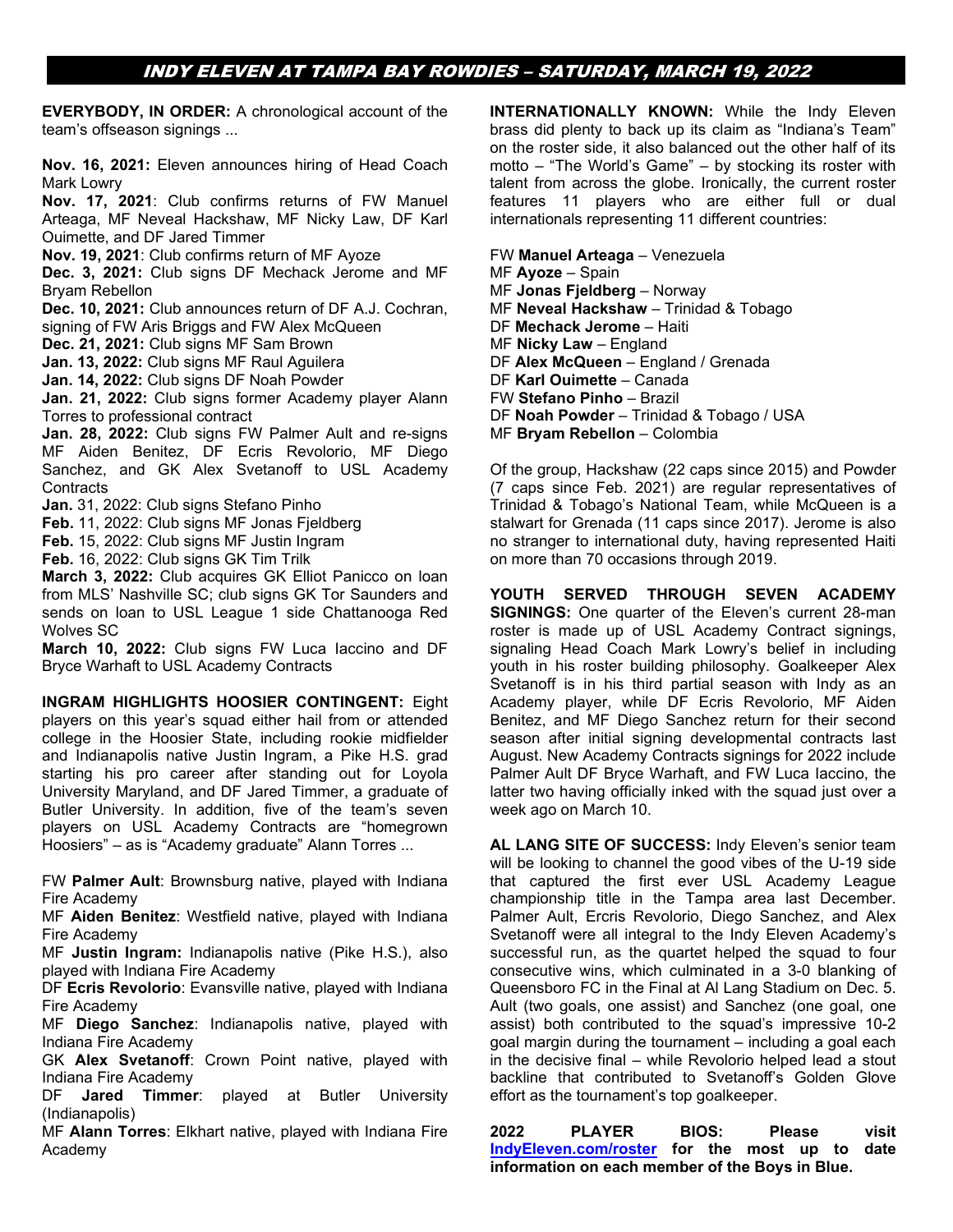## INDY ELEVEN AT TAMPA BAY ROWDIES – SATURDAY, MARCH 19, 2022

**EVERYBODY, IN ORDER:** A chronological account of the team's offseason signings ...

**Nov. 16, 2021:** Eleven announces hiring of Head Coach Mark Lowry
**Nov. 17, 2021**: Club confirms returns of FW Manuel Arteaga, MF Neveal Hackshaw, MF Nicky Law, DF Karl Ouimette, and DF Jared Timmer
**Nov. 19, 2021**: Club confirms return of MF Ayoze
**Dec. 3, 2021:** Club signs DF Mechack Jerome and MF Bryam Rebellon
**Dec. 10, 2021:** Club announces return of DF A.J. Cochran, signing of FW Aris Briggs and FW Alex McQueen
**Dec. 21, 2021:** Club signs MF Sam Brown
**Jan. 13, 2022:** Club signs MF Raul Aguilera
**Jan. 14, 2022:** Club signs DF Noah Powder
**Jan. 21, 2022:** Club signs former Academy player Alann Torres to professional contract
**Jan. 28, 2022:** Club signs FW Palmer Ault and re-signs MF Aiden Benitez, DF Ecris Revolorio, MF Diego Sanchez, and GK Alex Svetanoff to USL Academy Contracts
**Jan.** 31, 2022: Club signs Stefano Pinho
**Feb.** 11, 2022: Club signs MF Jonas Fjeldberg
**Feb.** 15, 2022: Club signs MF Justin Ingram
**Feb.** 16, 2022: Club signs GK Tim Trilk
**March 3, 2022:** Club acquires GK Elliot Panicco on loan from MLS' Nashville SC; club signs GK Tor Saunders and sends on loan to USL League 1 side Chattanooga Red Wolves SC
**March 10, 2022:** Club signs FW Luca Iaccino and DF Bryce Warhaft to USL Academy Contracts

**INGRAM HIGHLIGHTS HOOSIER CONTINGENT:** Eight players on this year's squad either hail from or attended college in the Hoosier State, including rookie midfielder and Indianapolis native Justin Ingram, a Pike H.S. grad starting his pro career after standing out for Loyola University Maryland, and DF Jared Timmer, a graduate of Butler University. In addition, five of the team's seven players on USL Academy Contracts are "homegrown Hoosiers" – as is "Academy graduate" Alann Torres ...

FW **Palmer Ault**: Brownsburg native, played with Indiana Fire Academy
MF **Aiden Benitez**: Westfield native, played with Indiana Fire Academy
MF **Justin Ingram:** Indianapolis native (Pike H.S.), also played with Indiana Fire Academy
DF **Ecris Revolorio**: Evansville native, played with Indiana Fire Academy
MF **Diego Sanchez**: Indianapolis native, played with Indiana Fire Academy
GK **Alex Svetanoff**: Crown Point native, played with Indiana Fire Academy
DF **Jared Timmer**: played at Butler University (Indianapolis)
MF **Alann Torres**: Elkhart native, played with Indiana Fire Academy

**INTERNATIONALLY KNOWN:** While the Indy Eleven brass did plenty to back up its claim as "Indiana's Team" on the roster side, it also balanced out the other half of its motto – "The World's Game" – by stocking its roster with talent from across the globe. Ironically, the current roster features 11 players who are either full or dual internationals representing 11 different countries:

FW **Manuel Arteaga** – Venezuela
MF **Ayoze** – Spain
MF **Jonas Fjeldberg** – Norway
MF **Neveal Hackshaw** – Trinidad & Tobago
DF **Mechack Jerome** – Haiti
MF **Nicky Law** – England
DF **Alex McQueen** – England / Grenada
DF **Karl Ouimette** – Canada
FW **Stefano Pinho** – Brazil
DF **Noah Powder** – Trinidad & Tobago / USA
MF **Bryam Rebellon** – Colombia

Of the group, Hackshaw (22 caps since 2015) and Powder (7 caps since Feb. 2021) are regular representatives of Trinidad & Tobago's National Team, while McQueen is a stalwart for Grenada (11 caps since 2017). Jerome is also no stranger to international duty, having represented Haiti on more than 70 occasions through 2019.

**YOUTH SERVED THROUGH SEVEN ACADEMY SIGNINGS:** One quarter of the Eleven's current 28-man roster is made up of USL Academy Contract signings, signaling Head Coach Mark Lowry's belief in including youth in his roster building philosophy. Goalkeeper Alex Svetanoff is in his third partial season with Indy as an Academy player, while DF Ecris Revolorio, MF Aiden Benitez, and MF Diego Sanchez return for their second season after initial signing developmental contracts last August. New Academy Contracts signings for 2022 include Palmer Ault DF Bryce Warhaft, and FW Luca Iaccino, the latter two having officially inked with the squad just over a week ago on March 10.

**AL LANG SITE OF SUCCESS:** Indy Eleven's senior team will be looking to channel the good vibes of the U-19 side that captured the first ever USL Academy League championship title in the Tampa area last December. Palmer Ault, Ercris Revolorio, Diego Sanchez, and Alex Svetanoff were all integral to the Indy Eleven Academy's successful run, as the quartet helped the squad to four consecutive wins, which culminated in a 3-0 blanking of Queensboro FC in the Final at Al Lang Stadium on Dec. 5. Ault (two goals, one assist) and Sanchez (one goal, one assist) both contributed to the squad's impressive 10-2 goal margin during the tournament – including a goal each in the decisive final – while Revolorio helped lead a stout backline that contributed to Svetanoff's Golden Glove effort as the tournament's top goalkeeper.

**2022 PLAYER BIOS: Please visit IndyEleven.com/roster for the most up to date information on each member of the Boys in Blue.**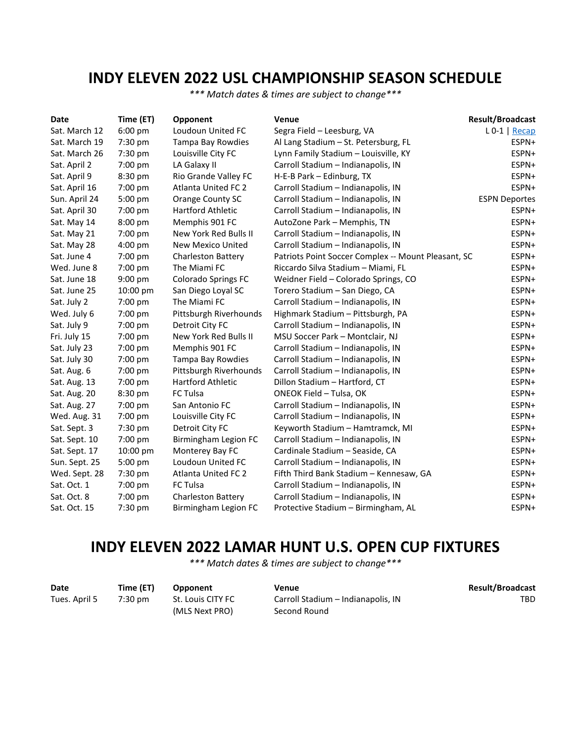# INDY ELEVEN 2022 USL CHAMPIONSHIP SEASON SCHEDULE

*\*\*\* Match dates & times are subject to change\*\*\**

| Date | Time (ET) | Opponent | Venue | Result/Broadcast |
|---|---|---|---|---|
| Sat. March 12 | 6:00 pm | Loudoun United FC | Segra Field – Leesburg, VA | L 0-1 \| Recap |
| Sat. March 19 | 7:30 pm | Tampa Bay Rowdies | Al Lang Stadium – St. Petersburg, FL | ESPN+ |
| Sat. March 26 | 7:30 pm | Louisville City FC | Lynn Family Stadium – Louisville, KY | ESPN+ |
| Sat. April 2 | 7:00 pm | LA Galaxy II | Carroll Stadium – Indianapolis, IN | ESPN+ |
| Sat. April 9 | 8:30 pm | Rio Grande Valley FC | H-E-B Park – Edinburg, TX | ESPN+ |
| Sat. April 16 | 7:00 pm | Atlanta United FC 2 | Carroll Stadium – Indianapolis, IN | ESPN+ |
| Sun. April 24 | 5:00 pm | Orange County SC | Carroll Stadium – Indianapolis, IN | ESPN Deportes |
| Sat. April 30 | 7:00 pm | Hartford Athletic | Carroll Stadium – Indianapolis, IN | ESPN+ |
| Sat. May 14 | 8:00 pm | Memphis 901 FC | AutoZone Park – Memphis, TN | ESPN+ |
| Sat. May 21 | 7:00 pm | New York Red Bulls II | Carroll Stadium – Indianapolis, IN | ESPN+ |
| Sat. May 28 | 4:00 pm | New Mexico United | Carroll Stadium – Indianapolis, IN | ESPN+ |
| Sat. June 4 | 7:00 pm | Charleston Battery | Patriots Point Soccer Complex -- Mount Pleasant, SC | ESPN+ |
| Wed. June 8 | 7:00 pm | The Miami FC | Riccardo Silva Stadium – Miami, FL | ESPN+ |
| Sat. June 18 | 9:00 pm | Colorado Springs FC | Weidner Field – Colorado Springs, CO | ESPN+ |
| Sat. June 25 | 10:00 pm | San Diego Loyal SC | Torero Stadium – San Diego, CA | ESPN+ |
| Sat. July 2 | 7:00 pm | The Miami FC | Carroll Stadium – Indianapolis, IN | ESPN+ |
| Wed. July 6 | 7:00 pm | Pittsburgh Riverhounds | Highmark Stadium – Pittsburgh, PA | ESPN+ |
| Sat. July 9 | 7:00 pm | Detroit City FC | Carroll Stadium – Indianapolis, IN | ESPN+ |
| Fri. July 15 | 7:00 pm | New York Red Bulls II | MSU Soccer Park – Montclair, NJ | ESPN+ |
| Sat. July 23 | 7:00 pm | Memphis 901 FC | Carroll Stadium – Indianapolis, IN | ESPN+ |
| Sat. July 30 | 7:00 pm | Tampa Bay Rowdies | Carroll Stadium – Indianapolis, IN | ESPN+ |
| Sat. Aug. 6 | 7:00 pm | Pittsburgh Riverhounds | Carroll Stadium – Indianapolis, IN | ESPN+ |
| Sat. Aug. 13 | 7:00 pm | Hartford Athletic | Dillon Stadium – Hartford, CT | ESPN+ |
| Sat. Aug. 20 | 8:30 pm | FC Tulsa | ONEOK Field – Tulsa, OK | ESPN+ |
| Sat. Aug. 27 | 7:00 pm | San Antonio FC | Carroll Stadium – Indianapolis, IN | ESPN+ |
| Wed. Aug. 31 | 7:00 pm | Louisville City FC | Carroll Stadium – Indianapolis, IN | ESPN+ |
| Sat. Sept. 3 | 7:30 pm | Detroit City FC | Keyworth Stadium – Hamtramck, MI | ESPN+ |
| Sat. Sept. 10 | 7:00 pm | Birmingham Legion FC | Carroll Stadium – Indianapolis, IN | ESPN+ |
| Sat. Sept. 17 | 10:00 pm | Monterey Bay FC | Cardinale Stadium – Seaside, CA | ESPN+ |
| Sun. Sept. 25 | 5:00 pm | Loudoun United FC | Carroll Stadium – Indianapolis, IN | ESPN+ |
| Wed. Sept. 28 | 7:30 pm | Atlanta United FC 2 | Fifth Third Bank Stadium – Kennesaw, GA | ESPN+ |
| Sat. Oct. 1 | 7:00 pm | FC Tulsa | Carroll Stadium – Indianapolis, IN | ESPN+ |
| Sat. Oct. 8 | 7:00 pm | Charleston Battery | Carroll Stadium – Indianapolis, IN | ESPN+ |
| Sat. Oct. 15 | 7:30 pm | Birmingham Legion FC | Protective Stadium – Birmingham, AL | ESPN+ |

# INDY ELEVEN 2022 LAMAR HUNT U.S. OPEN CUP FIXTURES

*\*\*\* Match dates & times are subject to change\*\*\**

| Date | Time (ET) | Opponent | Venue | Result/Broadcast |
|---|---|---|---|---|
| Tues. April 5 | 7:30 pm | St. Louis CITY FC (MLS Next PRO) | Carroll Stadium – Indianapolis, IN Second Round | TBD |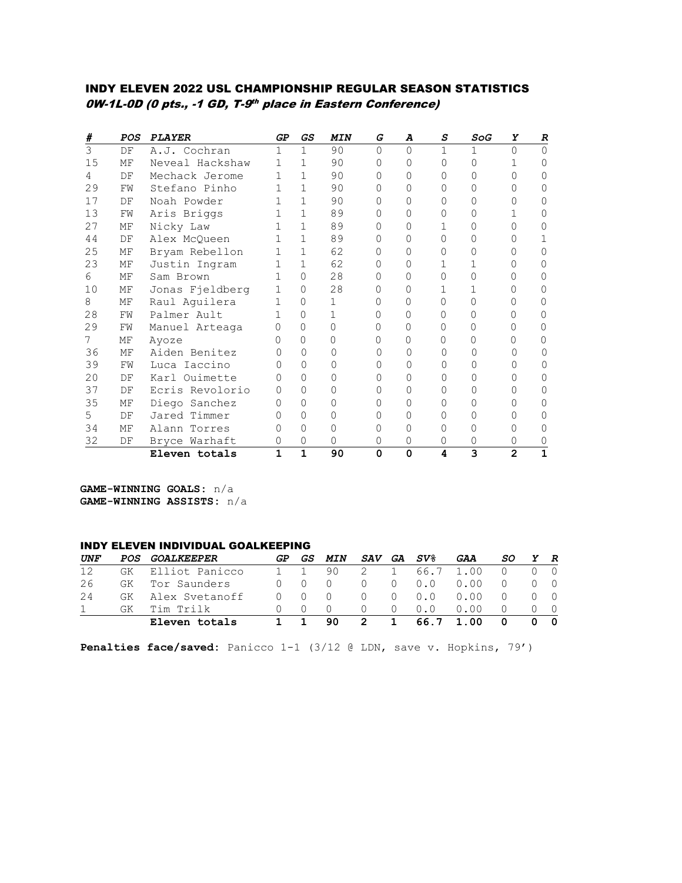## INDY ELEVEN 2022 USL CHAMPIONSHIP REGULAR SEASON STATISTICS

***0W-1L-0D (0 pts., -1 GD, T-9th place in Eastern Conference)***

| # | POS | PLAYER | GP | GS | MIN | G | A | S | SoG | Y | R |
|---|---|---|---|---|---|---|---|---|---|---|---|
| 3 | DF | A.J. Cochran | 1 | 1 | 90 | 0 | 0 | 1 | 1 | 0 | 0 |
| 15 | MF | Neveal Hackshaw | 1 | 1 | 90 | 0 | 0 | 0 | 0 | 1 | 0 |
| 4 | DF | Mechack Jerome | 1 | 1 | 90 | 0 | 0 | 0 | 0 | 0 | 0 |
| 29 | FW | Stefano Pinho | 1 | 1 | 90 | 0 | 0 | 0 | 0 | 0 | 0 |
| 17 | DF | Noah Powder | 1 | 1 | 90 | 0 | 0 | 0 | 0 | 0 | 0 |
| 13 | FW | Aris Briggs | 1 | 1 | 89 | 0 | 0 | 0 | 0 | 1 | 0 |
| 27 | MF | Nicky Law | 1 | 1 | 89 | 0 | 0 | 1 | 0 | 0 | 0 |
| 44 | DF | Alex McQueen | 1 | 1 | 89 | 0 | 0 | 0 | 0 | 0 | 1 |
| 25 | MF | Bryam Rebellon | 1 | 1 | 62 | 0 | 0 | 0 | 0 | 0 | 0 |
| 23 | MF | Justin Ingram | 1 | 1 | 62 | 0 | 0 | 1 | 1 | 0 | 0 |
| 6 | MF | Sam Brown | 1 | 0 | 28 | 0 | 0 | 0 | 0 | 0 | 0 |
| 10 | MF | Jonas Fjeldberg | 1 | 0 | 28 | 0 | 0 | 1 | 1 | 0 | 0 |
| 8 | MF | Raul Aguilera | 1 | 0 | 1 | 0 | 0 | 0 | 0 | 0 | 0 |
| 28 | FW | Palmer Ault | 1 | 0 | 1 | 0 | 0 | 0 | 0 | 0 | 0 |
| 29 | FW | Manuel Arteaga | 0 | 0 | 0 | 0 | 0 | 0 | 0 | 0 | 0 |
| 7 | MF | Ayoze | 0 | 0 | 0 | 0 | 0 | 0 | 0 | 0 | 0 |
| 36 | MF | Aiden Benitez | 0 | 0 | 0 | 0 | 0 | 0 | 0 | 0 | 0 |
| 39 | FW | Luca Iaccino | 0 | 0 | 0 | 0 | 0 | 0 | 0 | 0 | 0 |
| 20 | DF | Karl Ouimette | 0 | 0 | 0 | 0 | 0 | 0 | 0 | 0 | 0 |
| 37 | DF | Ecris Revolorio | 0 | 0 | 0 | 0 | 0 | 0 | 0 | 0 | 0 |
| 35 | MF | Diego Sanchez | 0 | 0 | 0 | 0 | 0 | 0 | 0 | 0 | 0 |
| 5 | DF | Jared Timmer | 0 | 0 | 0 | 0 | 0 | 0 | 0 | 0 | 0 |
| 34 | MF | Alann Torres | 0 | 0 | 0 | 0 | 0 | 0 | 0 | 0 | 0 |
| 32 | DF | Bryce Warhaft | 0 | 0 | 0 | 0 | 0 | 0 | 0 | 0 | 0 |
| | | **Eleven totals** | **1** | **1** | **90** | **0** | **0** | **4** | **3** | **2** | **1** |

**GAME-WINNING GOALS:** n/a
**GAME-WINNING ASSISTS:** n/a

## INDY ELEVEN INDIVIDUAL GOALKEEPING

| UNF | POS | GOALKEEPER | GP | GS | MIN | SAV | GA | SV% | GAA | SO | Y | R |
|---|---|---|---|---|---|---|---|---|---|---|---|---|
| 12 | GK | Elliot Panicco | 1 | 1 | 90 | 2 | 1 | 66.7 | 1.00 | 0 | 0 | 0 |
| 26 | GK | Tor Saunders | 0 | 0 | 0 | 0 | 0 | 0.0 | 0.00 | 0 | 0 | 0 |
| 24 | GK | Alex Svetanoff | 0 | 0 | 0 | 0 | 0 | 0.0 | 0.00 | 0 | 0 | 0 |
| 1 | GK | Tim Trilk | 0 | 0 | 0 | 0 | 0 | 0.0 | 0.00 | 0 | 0 | 0 |
| | | **Eleven totals** | **1** | **1** | **90** | **2** | **1** | **66.7** | **1.00** | **0** | **0** | **0** |

**Penalties face/saved:** Panicco 1-1 (3/12 @ LDN, save v. Hopkins, 79')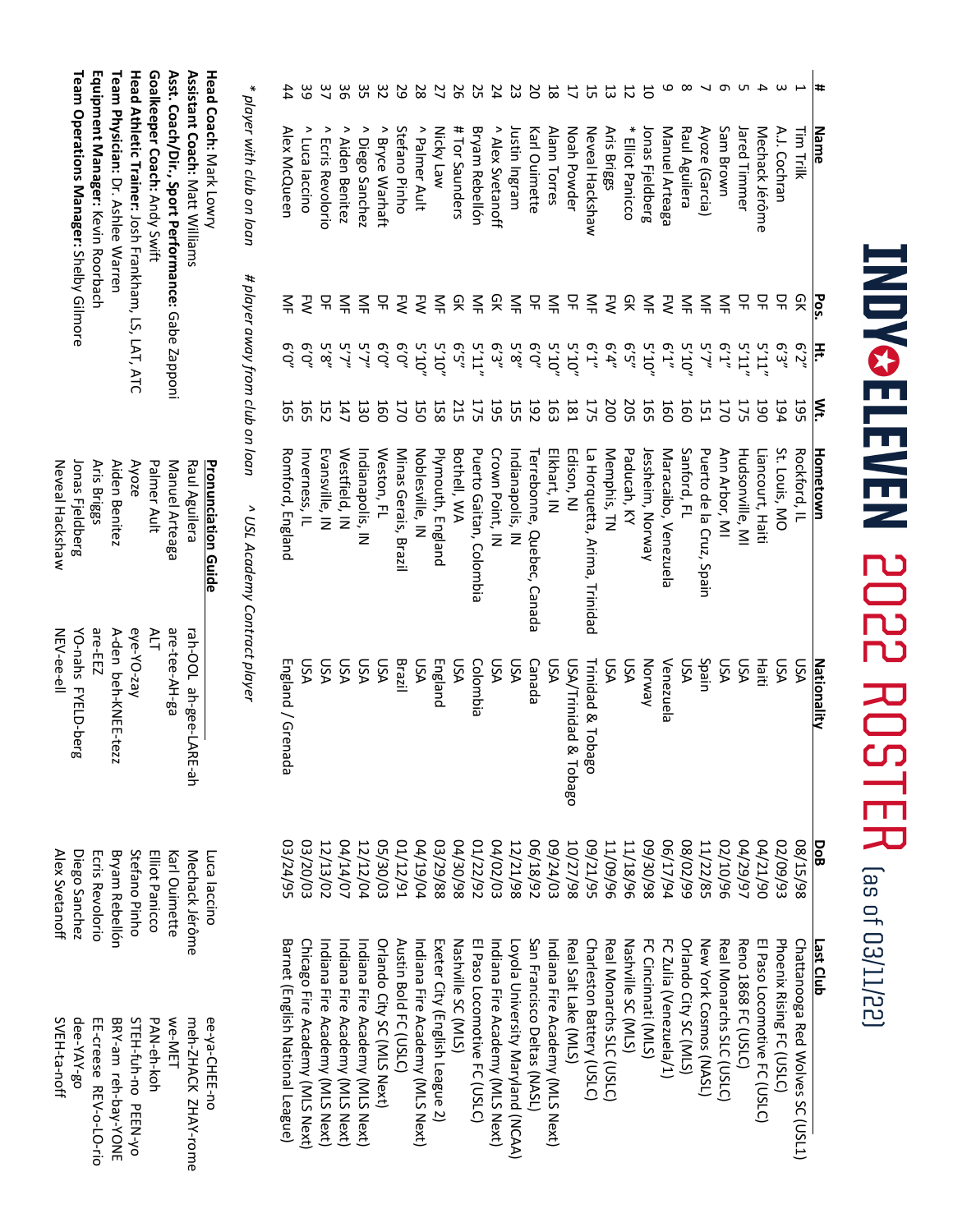# INDY ELEVEN 2022 ROSTER (as of 03/11/22)

| # | Name | Pos. | Ht. | Wt. | Hometown | Nationality | DoB | Last Club |
|---|---|---|---|---|---|---|---|---|
| 1 | Tim Trilk | GK | 6'2" | 195 | Rockford, IL | USA | 08/15/98 | Chattanooga Red Wolves SC (USL1) |
| 3 | A.J. Cochran | DF | 6'3" | 194 | St. Louis, MO | USA | 02/09/93 | Phoenix Rising FC (USLC) |
| 4 | Mechack Jérôme | DF | 5'11" | 190 | Liancourt, Haiti | Haiti | 04/21/90 | El Paso Locomotive FC (USLC) |
| 5 | Jared Timmer | DF | 5'11" | 175 | Hudsonville, MI | USA | 04/29/97 | Reno 1868 FC (USLC) |
| 6 | Sam Brown | MF | 6'1" | 170 | Ann Arbor, MI | USA | 02/10/96 | Real Monarchs SLC (USLC) |
| 7 | Ayoze (Garcia) | MF | 5'7" | 151 | Puerto de la Cruz, Spain | Spain | 11/22/85 | New York Cosmos (NASL) |
| 8 | Raul Aguilera | MF | 5'10" | 160 | Sanford, FL | USA | 08/02/99 | Orlando City SC (MLS) |
| 9 | Manuel Arteaga | FW | 6'1" | 160 | Maracaibo, Venezuela | Venezuela | 06/17/94 | FC Zulia (Venezuela/1) |
| 10 | Jonas Fjeldberg | MF | 5'10" | 165 | Jessheim, Norway | Norway | 09/30/98 | FC Cincinnati (MLS) |
| 12 | * Elliot Panicco | GK | 6'5" | 205 | Paducah, KY | USA | 11/18/96 | Nashville SC (MLS) |
| 13 | Aris Briggs | FW | 6'4" | 200 | Memphis, TN | USA | 11/09/96 | Real Monarchs SLC (USLC) |
| 15 | Neveal Hackshaw | MF | 6'1" | 175 | La Horquetta, Arima, Trinidad | Trinidad & Tobago | 09/21/95 | Charleston Battery (USLC) |
| 17 | Noah Powder | DF | 5'10" | 181 | Edison, NJ | USA/Trinidad & Tobago | 10/27/98 | Real Salt Lake (MLS) |
| 18 | Alann Torres | MF | 5'10" | 163 | Elkhart, IN | USA | 09/24/03 | Indiana Fire Academy (MLS Next) |
| 20 | Karl Ouimette | DF | 6'0" | 192 | Terrebonne, Quebec, Canada | Canada | 06/18/92 | San Francisco Deltas (NASL) |
| 23 | Justin Ingram | MF | 5'8" | 155 | Indianapolis, IN | USA | 12/21/98 | Loyola University Maryland (NCAA) |
| 24 | ^ Alex Svetanoff | GK | 6'3" | 195 | Crown Point, IN | USA | 04/02/03 | Indiana Fire Academy (MLS Next) |
| 25 | Bryam Rebellón | MF | 5'11" | 175 | Puerto Gaitan, Colombia | Colombia | 01/22/92 | El Paso Locomotive FC (USLC) |
| 26 | # Tor Saunders | GK | 6'5" | 215 | Bothell, WA | USA | 04/30/98 | Nashville SC (MLS) |
| 27 | Nicky Law | MF | 5'10" | 158 | Plymouth, England | England | 03/29/88 | Exeter City (English League 2) |
| 28 | ^ Palmer Ault | FW | 5'10" | 150 | Noblesville, IN | USA | 04/19/04 | Indiana Fire Academy (MLS Next) |
| 29 | Stefano Pinho | FW | 6'0" | 170 | Minas Gerais, Brazil | Brazil | 01/12/91 | Austin Bold FC (USLC) |
| 32 | ^ Bryce Warhaft | DF | 6'0" | 160 | Weston, FL | USA | 05/30/03 | Orlando City SC (MLS Next) |
| 35 | ^ Diego Sanchez | MF | 5'7" | 130 | Indianapolis, IN | USA | 12/12/04 | Indiana Fire Academy (MLS Next) |
| 36 | ^ Aiden Benitez | MF | 5'7" | 147 | Westfield, IN | USA | 04/14/07 | Indiana Fire Academy (MLS Next) |
| 37 | ^ Ecris Revolorio | DF | 5'8" | 152 | Evansville, IN | USA | 12/13/02 | Indiana Fire Academy (MLS Next) |
| 39 | ^ Luca Iaccino | FW | 6'0" | 165 | Inverness, IL | USA | 03/20/03 | Chicago Fire Academy (MLS Next) |
| 44 | Alex McQueen | MF | 6'0" | 165 | Romford, England | England / Grenada | 03/24/95 | Barnet (English National League) |

*\* player with club on loan     # player away from club on loan     ^ USL Academy Contract player*

**Head Coach:** Mark Lowry
**Assistant Coach:** Matt Williams
**Asst. Coach/Dir., Sport Performance:** Gabe Zapponi
**Goalkeeper Coach:** Andy Swift
**Head Athletic Trainer:** Josh Frankham, LS, LAT, ATC
**Team Physician:** Dr. Ashlee Warren
**Equipment Manager:** Kevin Roorbach
**Team Operations Manager:** Shelby Gilmore

**Pronunciation Guide**

| | | | |
|---|---|---|---|
| Raul Aguilera | rah-OOL ah-gee-LARE-ah | Luca Iaccino | ee-ya-CHEE-no |
| Manuel Arteaga | are-tee-AH-ga | Mechack Jérôme | meh-ZHACK ZHAY-rome |
| Palmer Ault | ALT | Karl Ouimette | we-MET |
| Ayoze | eye-YO-zay | Elliot Panicco | PAN-eh-koh |
| Aiden Benitez | A-den beh-KNEE-tezz | Stefano Pinho | STEH-fuh-no PEEN-yo |
| Aris Briggs | are-EEZ | Bryam Rebellón | BRY-am reh-bay-YONE |
| Jonas Fjeldberg | YO-nahs FYELD-berg | Ecris Revolorio | EE-creese REV-o-LO-rio |
| Neveal Hackshaw | NEV-ee-ell | Diego Sanchez | dee-YAY-go |
| | | Alex Svetanoff | SVEH-ta-noff |